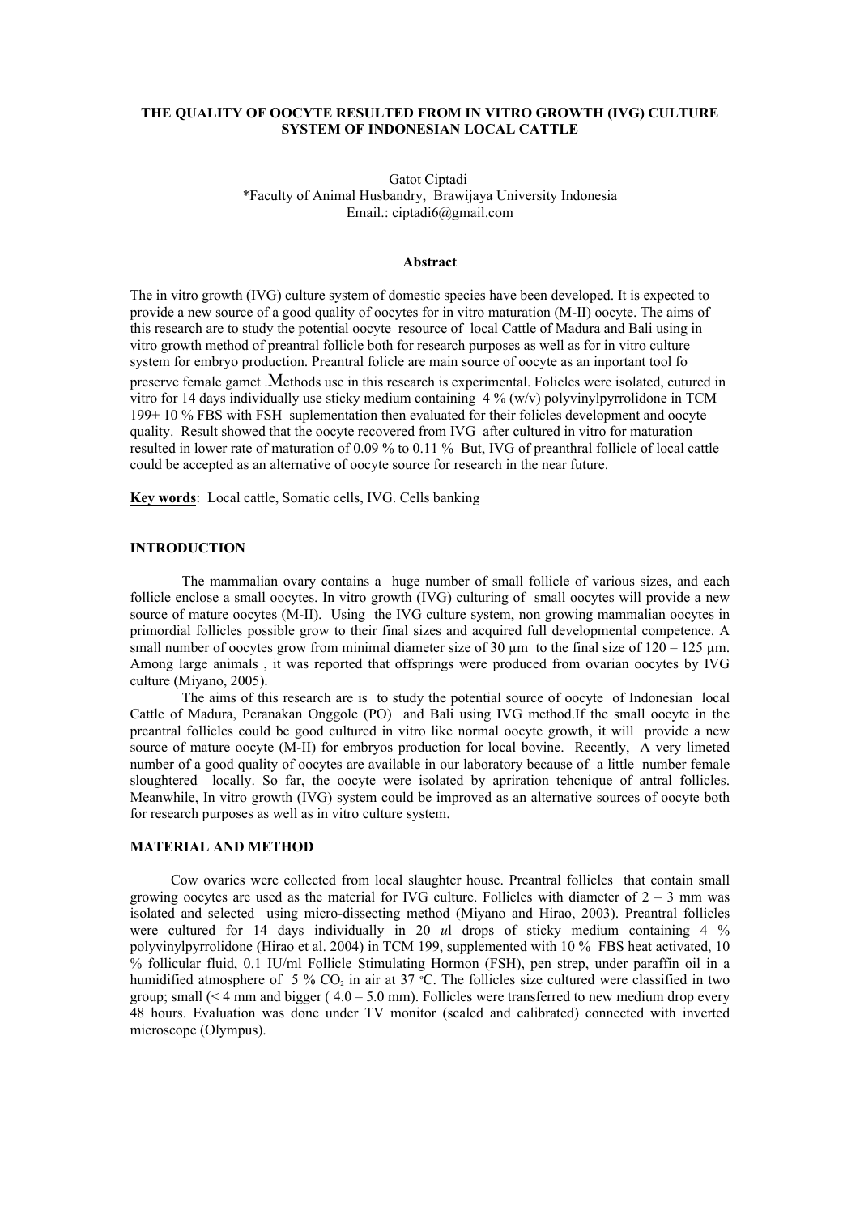# THE QUALITY OF OOCYTE RESULTED FROM IN VITRO GROWTH (IVG) CULTURE SYSTEM OF INDONESIAN LOCAL CATTLE

Gatot Ciptadi
*Faculty of Animal Husbandry, Brawijaya University Indonesia
Email.: ciptadi6@gmail.com

## Abstract

The in vitro growth (IVG) culture system of domestic species have been developed. It is expected to provide a new source of a good quality of oocytes for in vitro maturation (M-II) oocyte. The aims of this research are to study the potential oocyte resource of local Cattle of Madura and Bali using in vitro growth method of preantral follicle both for research purposes as well as for in vitro culture system for embyo production. Preantral folicle are main source of oocyte as an inportant tool fo preserve female gamet .Methods use in this research is experimental. Folicles were isolated, cutured in vitro for 14 days individually use sticky medium containing 4 % (w/v) polyvinylpyrrolidone in TCM 199+ 10 % FBS with FSH suplementation then evaluated for their folicles development and oocyte quality. Result showed that the oocyte recovered from IVG after cultured in vitro for maturation resulted in lower rate of maturation of 0.09 % to 0.11 % But, IVG of preanthral follicle of local cattle could be accepted as an alternative of oocyte source for research in the near future.

**Key words**: Local cattle, Somatic cells, IVG. Cells banking

## INTRODUCTION

The mammalian ovary contains a huge number of small follicle of various sizes, and each follicle enclose a small oocytes. In vitro growth (IVG) culturing of small oocytes will provide a new source of mature oocytes (M-II). Using the IVG culture system, non growing mammalian oocytes in primordial follicles possible grow to their final sizes and acquired full developmental competence. A small number of oocytes grow from minimal diameter size of 30 µm to the final size of 120 – 125 µm. Among large animals , it was reported that offsprings were produced from ovarian oocytes by IVG culture (Miyano, 2005).

The aims of this research are is to study the potential source of oocyte of Indonesian local Cattle of Madura, Peranakan Onggole (PO) and Bali using IVG method.If the small oocyte in the preantral follicles could be good cultured in vitro like normal oocyte growth, it will provide a new source of mature oocyte (M-II) for embryos production for local bovine. Recently, A very limeted number of a good quality of oocytes are available in our laboratory because of a little number female sloughtered locally. So far, the oocyte were isolated by apriration tehcnique of antral follicles. Meanwhile, In vitro growth (IVG) system could be improved as an alternative sources of oocyte both for research purposes as well as in vitro culture system.

## MATERIAL AND METHOD

Cow ovaries were collected from local slaughter house. Preantral follicles that contain small growing oocytes are used as the material for IVG culture. Follicles with diameter of 2 – 3 mm was isolated and selected using micro-dissecting method (Miyano and Hirao, 2003). Preantral follicles were cultured for 14 days individually in 20 *u*l drops of sticky medium containing 4 % polyvinylpyrrolidone (Hirao et al. 2004) in TCM 199, supplemented with 10 % FBS heat activated, 10 % follicular fluid, 0.1 IU/ml Follicle Stimulating Hormon (FSH), pen strep, under paraffin oil in a humidified atmosphere of 5 % $CO_2$ in air at 37 °C. The follicles size cultured were classified in two group; small (< 4 mm and bigger ( 4.0 – 5.0 mm). Follicles were transferred to new medium drop every 48 hours. Evaluation was done under TV monitor (scaled and calibrated) connected with inverted microscope (Olympus).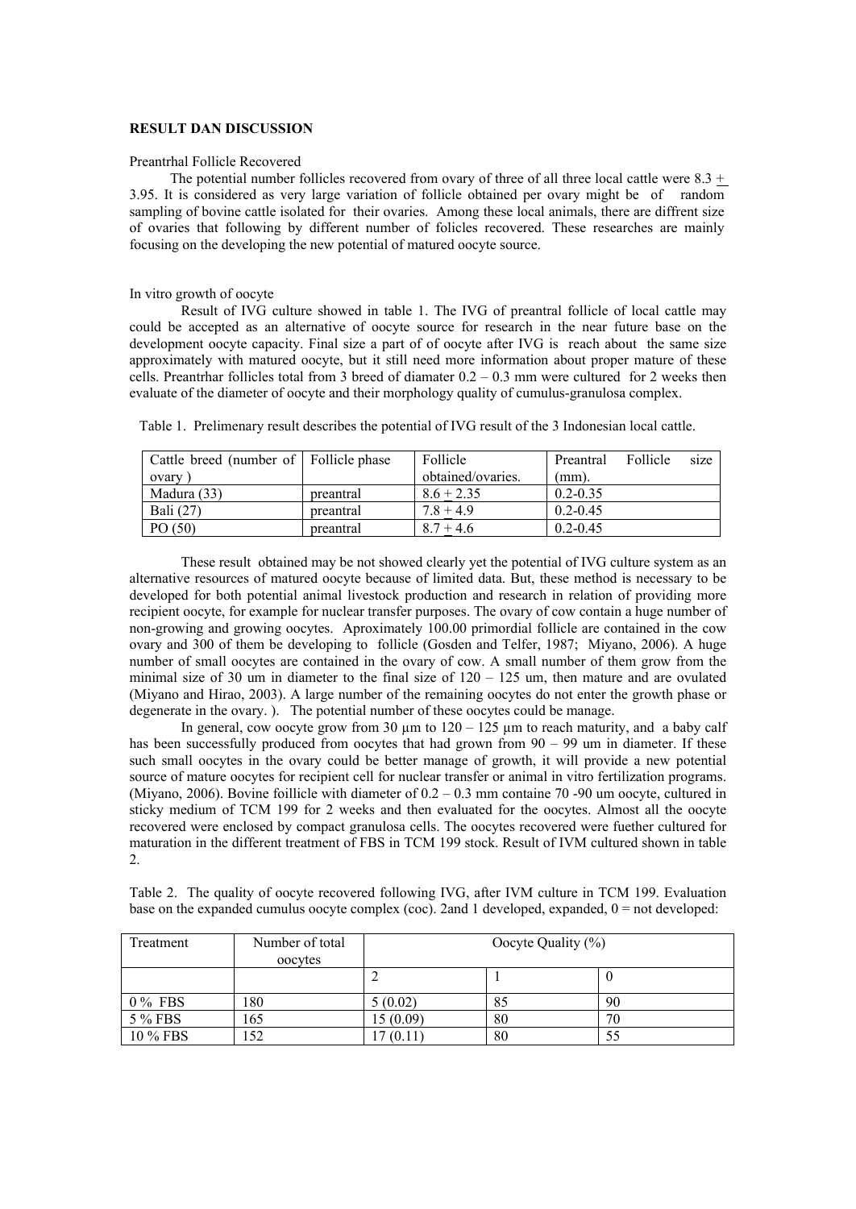**RESULT DAN DISCUSSION**

Preantrhal Follicle Recovered

The potential number follicles recovered from ovary of three of all three local cattle were 8.3 ± 3.95. It is considered as very large variation of follicle obtained per ovary might be of random sampling of bovine cattle isolated for their ovaries. Among these local animals, there are diffrent size of ovaries that following by different number of folicles recovered. These researches are mainly focusing on the developing the new potential of matured oocyte source.

In vitro growth of oocyte

Result of IVG culture showed in table 1. The IVG of preantral follicle of local cattle may could be accepted as an alternative of oocyte source for research in the near future base on the development oocyte capacity. Final size a part of of oocyte after IVG is reach about the same size approximately with matured oocyte, but it still need more information about proper mature of these cells. Preantrhar follicles total from 3 breed of diamater 0.2 – 0.3 mm were cultured for 2 weeks then evaluate of the diameter of oocyte and their morphology quality of cumulus-granulosa complex.

Table 1. Prelimenary result describes the potential of IVG result of the 3 Indonesian local cattle.

| Cattle breed (number of ovary ) | Follicle phase | Follicle obtained/ovaries. | Preantral Follicle size (mm). |
|---|---|---|---|
| Madura (33) | preantral | 8.6 ± 2.35 | 0.2-0.35 |
| Bali (27) | preantral | 7.8 ± 4.9 | 0.2-0.45 |
| PO (50) | preantral | 8.7 ± 4.6 | 0.2-0.45 |

These result obtained may be not showed clearly yet the potential of IVG culture system as an alternative resources of matured oocyte because of limited data. But, these method is necessary to be developed for both potential animal livestock production and research in relation of providing more recipient oocyte, for example for nuclear transfer purposes. The ovary of cow contain a huge number of non-growing and growing oocytes. Aproximately 100.00 primordial follicle are contained in the cow ovary and 300 of them be developing to follicle (Gosden and Telfer, 1987; Miyano, 2006). A huge number of small oocytes are contained in the ovary of cow. A small number of them grow from the minimal size of 30 um in diameter to the final size of 120 – 125 um, then mature and are ovulated (Miyano and Hirao, 2003). A large number of the remaining oocytes do not enter the growth phase or degenerate in the ovary. ). The potential number of these oocytes could be manage.

In general, cow oocyte grow from 30 µm to 120 – 125 µm to reach maturity, and a baby calf has been successfully produced from oocytes that had grown from 90 – 99 um in diameter. If these such small oocytes in the ovary could be better manage of growth, it will provide a new potential source of mature oocytes for recipient cell for nuclear transfer or animal in vitro fertilization programs. (Miyano, 2006). Bovine foillicle with diameter of 0.2 – 0.3 mm containe 70 -90 um oocyte, cultured in sticky medium of TCM 199 for 2 weeks and then evaluated for the oocytes. Almost all the oocyte recovered were enclosed by compact granulosa cells. The oocytes recovered were fuether cultured for maturation in the different treatment of FBS in TCM 199 stock. Result of IVM cultured shown in table 2.

Table 2. The quality of oocyte recovered following IVG, after IVM culture in TCM 199. Evaluation base on the expanded cumulus oocyte complex (coc). 2and 1 developed, expanded, 0 = not developed:

| Treatment | Number of total oocytes | Oocyte Quality (%) | | |
|---|---|---|---|---|
| | | 2 | 1 | 0 |
| 0 % FBS | 180 | 5 (0.02) | 85 | 90 |
| 5 % FBS | 165 | 15 (0.09) | 80 | 70 |
| 10 % FBS | 152 | 17 (0.11) | 80 | 55 |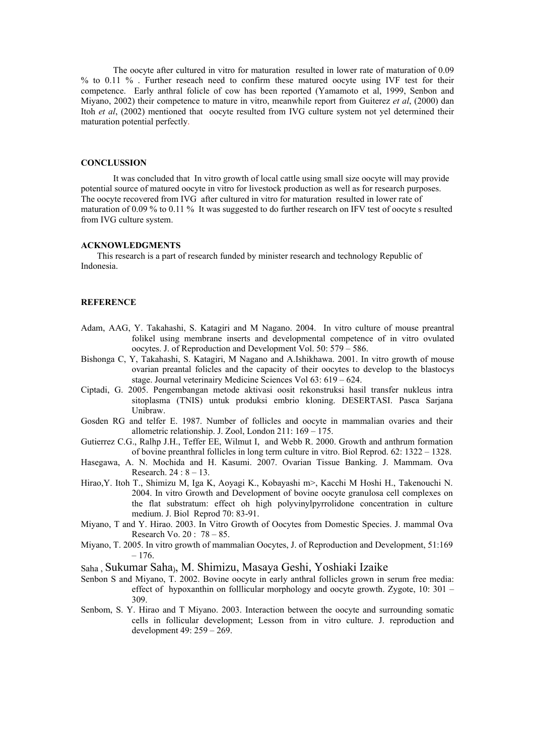The oocyte after cultured in vitro for maturation resulted in lower rate of maturation of 0.09 % to 0.11 % . Further reseach need to confirm these matured oocyte using IVF test for their competence. Early anthral folicle of cow has been reported (Yamamoto et al, 1999, Senbon and Miyano, 2002) their competence to mature in vitro, meanwhile report from Guiterez *et al*, (2000) dan Itoh *et al*, (2002) mentioned that oocyte resulted from IVG culture system not yel determined their maturation potential perfectly.

## CONCLUSSION

It was concluded that In vitro growth of local cattle using small size oocyte will may provide potential source of matured oocyte in vitro for livestock production as well as for research purposes. The oocyte recovered from IVG after cultured in vitro for maturation resulted in lower rate of maturation of 0.09 % to 0.11 % It was suggested to do further research on IFV test of oocyte s resulted from IVG culture system.

## ACKNOWLEDGMENTS

This research is a part of research funded by minister research and technology Republic of Indonesia.

## REFERENCE

Adam, AAG, Y. Takahashi, S. Katagiri and M Nagano. 2004. In vitro culture of mouse preantral folikel using membrane inserts and developmental competence of in vitro ovulated oocytes. J. of Reproduction and Development Vol. 50: 579 – 586.

Bishonga C, Y, Takahashi, S. Katagiri, M Nagano and A.Ishikhawa. 2001. In vitro growth of mouse ovarian preantal folicles and the capacity of their oocytes to develop to the blastocys stage. Journal veterinairy Medicine Sciences Vol 63: 619 – 624.

Ciptadi, G. 2005. Pengembangan metode aktivasi oosit rekonstruksi hasil transfer nukleus intra sitoplasma (TNIS) untuk produksi embrio kloning. DESERTASI. Pasca Sarjana Unibraw.

Gosden RG and telfer E. 1987. Number of follicles and oocyte in mammalian ovaries and their allometric relationship. J. Zool, London 211: 169 – 175.

Gutierrez C.G., Ralhp J.H., Teffer EE, Wilmut I, and Webb R. 2000. Growth and anthrum formation of bovine preanthral follicles in long term culture in vitro. Biol Reprod. 62: 1322 – 1328.

Hasegawa, A. N. Mochida and H. Kasumi. 2007. Ovarian Tissue Banking. J. Mammam. Ova Research. 24 : 8 – 13.

Hirao,Y. Itoh T., Shimizu M, Iga K, Aoyagi K., Kobayashi m>, Kacchi M Hoshi H., Takenouchi N. 2004. In vitro Growth and Development of bovine oocyte granulosa cell complexes on the flat substratum: effect oh high polyvinylpyrrolidone concentration in culture medium. J. Biol Reprod 70: 83-91.

Miyano, T and Y. Hirao. 2003. In Vitro Growth of Oocytes from Domestic Species. J. mammal Ova Research Vo. 20 : 78 – 85.

Miyano, T. 2005. In vitro growth of mammalian Oocytes, J. of Reproduction and Development, 51:169 – 176.

Saha , Sukumar Saha), M. Shimizu, Masaya Geshi, Yoshiaki Izaike

Senbon S and Miyano, T. 2002. Bovine oocyte in early anthral follicles grown in serum free media: effect of hypoxanthin on folllicular morphology and oocyte growth. Zygote, 10: 301 – 309.

Senbom, S. Y. Hirao and T Miyano. 2003. Interaction between the oocyte and surrounding somatic cells in follicular development; Lesson from in vitro culture. J. reproduction and development 49: 259 – 269.